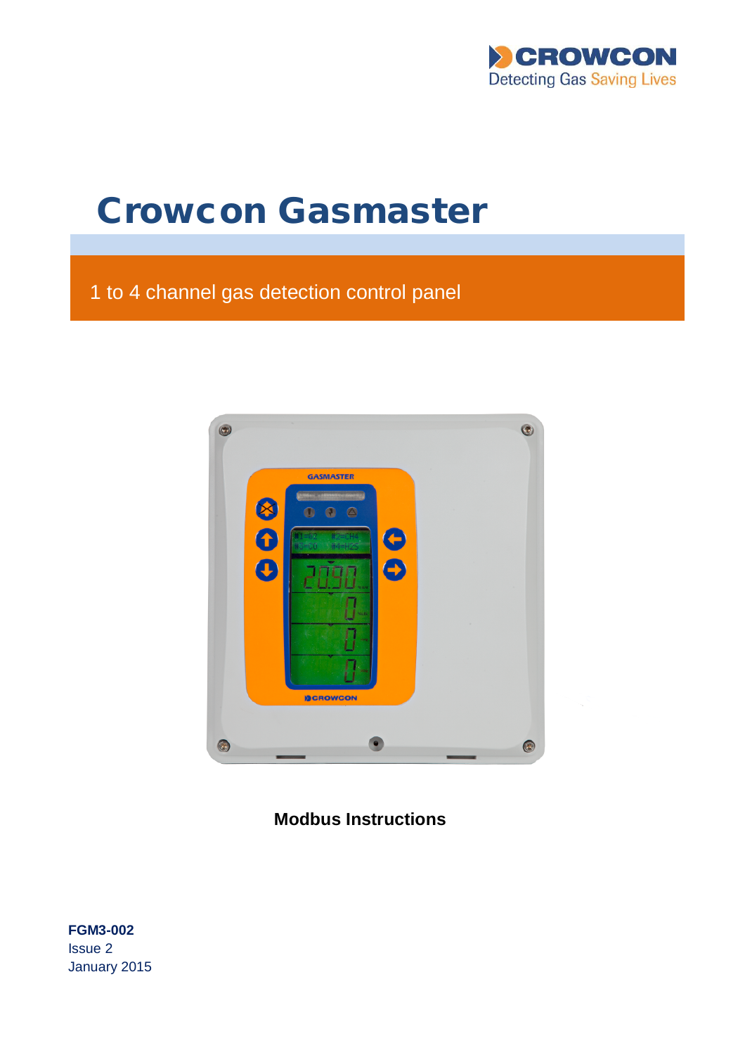CROWCON
Detecting Gas Saving Lives

# Crowcon Gasmaster

## 1 to 4 channel gas detection control panel

**Modbus Instructions**

**FGM3-002**
Issue 2
January 2015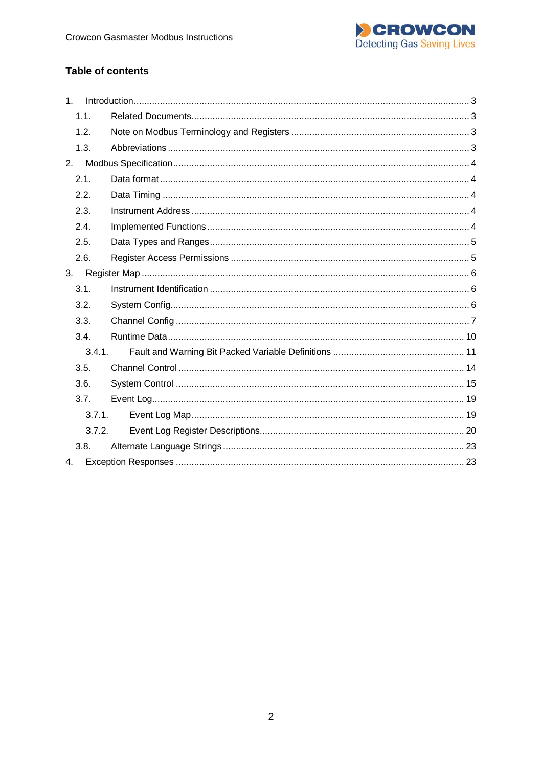## Table of contents

1. Introduction ........ 3
   - 1.1. Related Documents ........ 3
   - 1.2. Note on Modbus Terminology and Registers ........ 3
   - 1.3. Abbreviations ........ 3
2. Modbus Specification ........ 4
   - 2.1. Data format ........ 4
   - 2.2. Data Timing ........ 4
   - 2.3. Instrument Address ........ 4
   - 2.4. Implemented Functions ........ 4
   - 2.5. Data Types and Ranges ........ 5
   - 2.6. Register Access Permissions ........ 5
3. Register Map ........ 6
   - 3.1. Instrument Identification ........ 6
   - 3.2. System Config ........ 6
   - 3.3. Channel Config ........ 7
   - 3.4. Runtime Data ........ 10
     - 3.4.1. Fault and Warning Bit Packed Variable Definitions ........ 11
   - 3.5. Channel Control ........ 14
   - 3.6. System Control ........ 15
   - 3.7. Event Log ........ 19
     - 3.7.1. Event Log Map ........ 19
     - 3.7.2. Event Log Register Descriptions ........ 20
   - 3.8. Alternate Language Strings ........ 23
4. Exception Responses ........ 23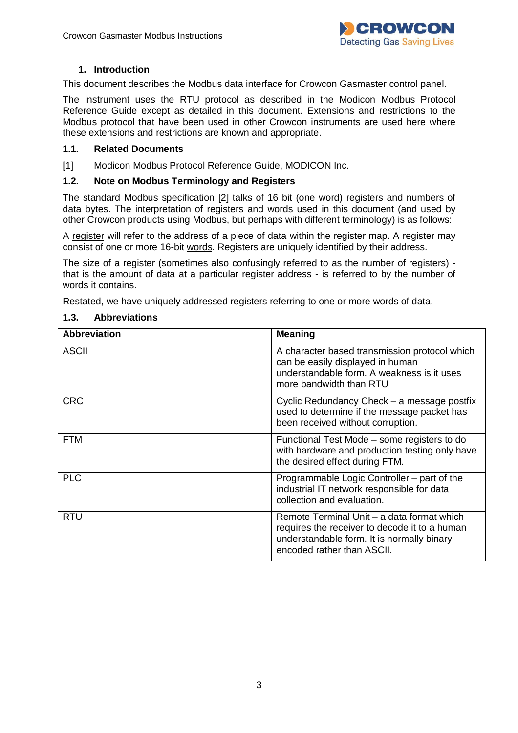## 1. Introduction

This document describes the Modbus data interface for Crowcon Gasmaster control panel.

The instrument uses the RTU protocol as described in the Modicon Modbus Protocol Reference Guide except as detailed in this document. Extensions and restrictions to the Modbus protocol that have been used in other Crowcon instruments are used here where these extensions and restrictions are known and appropriate.

### 1.1. Related Documents

[1] Modicon Modbus Protocol Reference Guide, MODICON Inc.

### 1.2. Note on Modbus Terminology and Registers

The standard Modbus specification [2] talks of 16 bit (one word) registers and numbers of data bytes. The interpretation of registers and words used in this document (and used by other Crowcon products using Modbus, but perhaps with different terminology) is as follows:

A register will refer to the address of a piece of data within the register map. A register may consist of one or more 16-bit words. Registers are uniquely identified by their address.

The size of a register (sometimes also confusingly referred to as the number of registers) - that is the amount of data at a particular register address - is referred to by the number of words it contains.

Restated, we have uniquely addressed registers referring to one or more words of data.

### 1.3. Abbreviations

| Abbreviation | Meaning |
|---|---|
| ASCII | A character based transmission protocol which can be easily displayed in human understandable form. A weakness is it uses more bandwidth than RTU |
| CRC | Cyclic Redundancy Check – a message postfix used to determine if the message packet has been received without corruption. |
| FTM | Functional Test Mode – some registers to do with hardware and production testing only have the desired effect during FTM. |
| PLC | Programmable Logic Controller – part of the industrial IT network responsible for data collection and evaluation. |
| RTU | Remote Terminal Unit – a data format which requires the receiver to decode it to a human understandable form. It is normally binary encoded rather than ASCII. |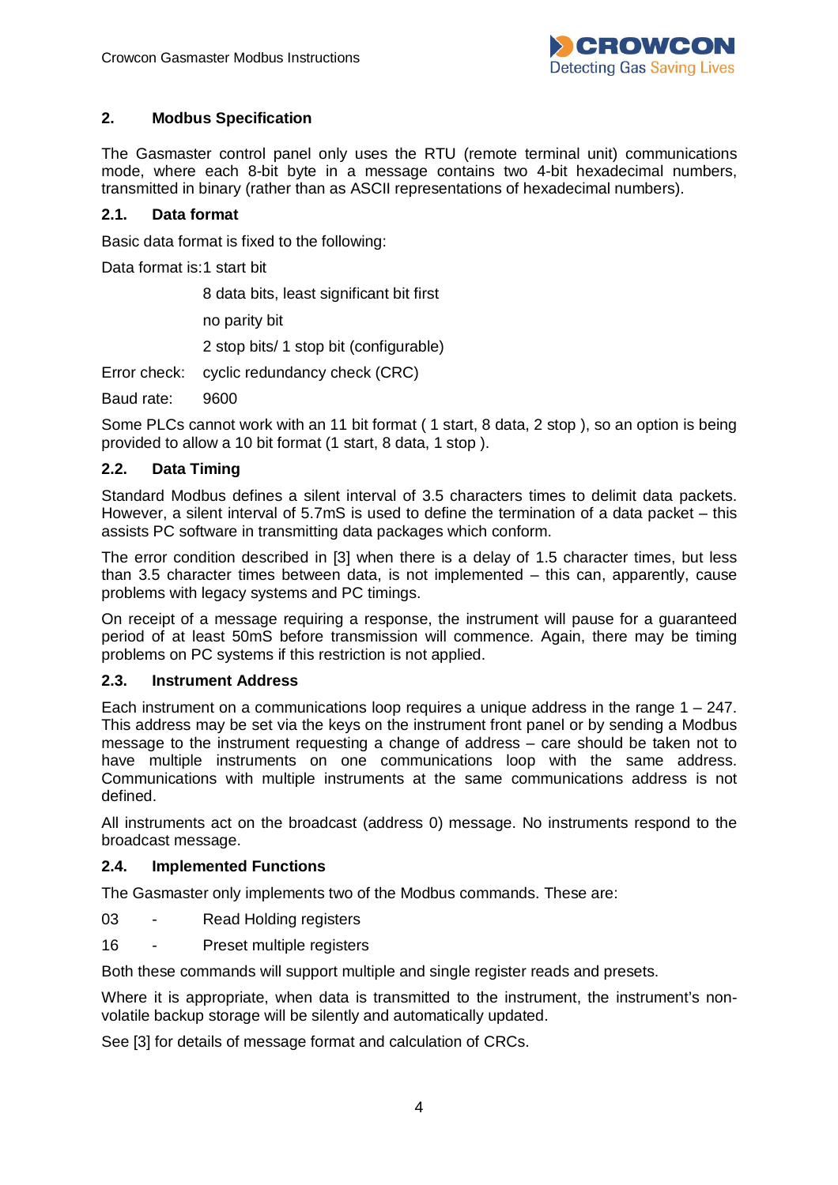## 2. Modbus Specification

The Gasmaster control panel only uses the RTU (remote terminal unit) communications mode, where each 8-bit byte in a message contains two 4-bit hexadecimal numbers, transmitted in binary (rather than as ASCII representations of hexadecimal numbers).

### 2.1. Data format

Basic data format is fixed to the following:

Data format is:1 start bit

8 data bits, least significant bit first

no parity bit

2 stop bits/ 1 stop bit (configurable)

Error check: cyclic redundancy check (CRC)

Baud rate: 9600

Some PLCs cannot work with an 11 bit format ( 1 start, 8 data, 2 stop ), so an option is being provided to allow a 10 bit format (1 start, 8 data, 1 stop ).

### 2.2. Data Timing

Standard Modbus defines a silent interval of 3.5 characters times to delimit data packets. However, a silent interval of 5.7mS is used to define the termination of a data packet – this assists PC software in transmitting data packages which conform.

The error condition described in [3] when there is a delay of 1.5 character times, but less than 3.5 character times between data, is not implemented – this can, apparently, cause problems with legacy systems and PC timings.

On receipt of a message requiring a response, the instrument will pause for a guaranteed period of at least 50mS before transmission will commence. Again, there may be timing problems on PC systems if this restriction is not applied.

### 2.3. Instrument Address

Each instrument on a communications loop requires a unique address in the range 1 – 247. This address may be set via the keys on the instrument front panel or by sending a Modbus message to the instrument requesting a change of address – care should be taken not to have multiple instruments on one communications loop with the same address. Communications with multiple instruments at the same communications address is not defined.

All instruments act on the broadcast (address 0) message. No instruments respond to the broadcast message.

### 2.4. Implemented Functions

The Gasmaster only implements two of the Modbus commands. These are:

03 - Read Holding registers

16 - Preset multiple registers

Both these commands will support multiple and single register reads and presets.

Where it is appropriate, when data is transmitted to the instrument, the instrument's non-volatile backup storage will be silently and automatically updated.

See [3] for details of message format and calculation of CRCs.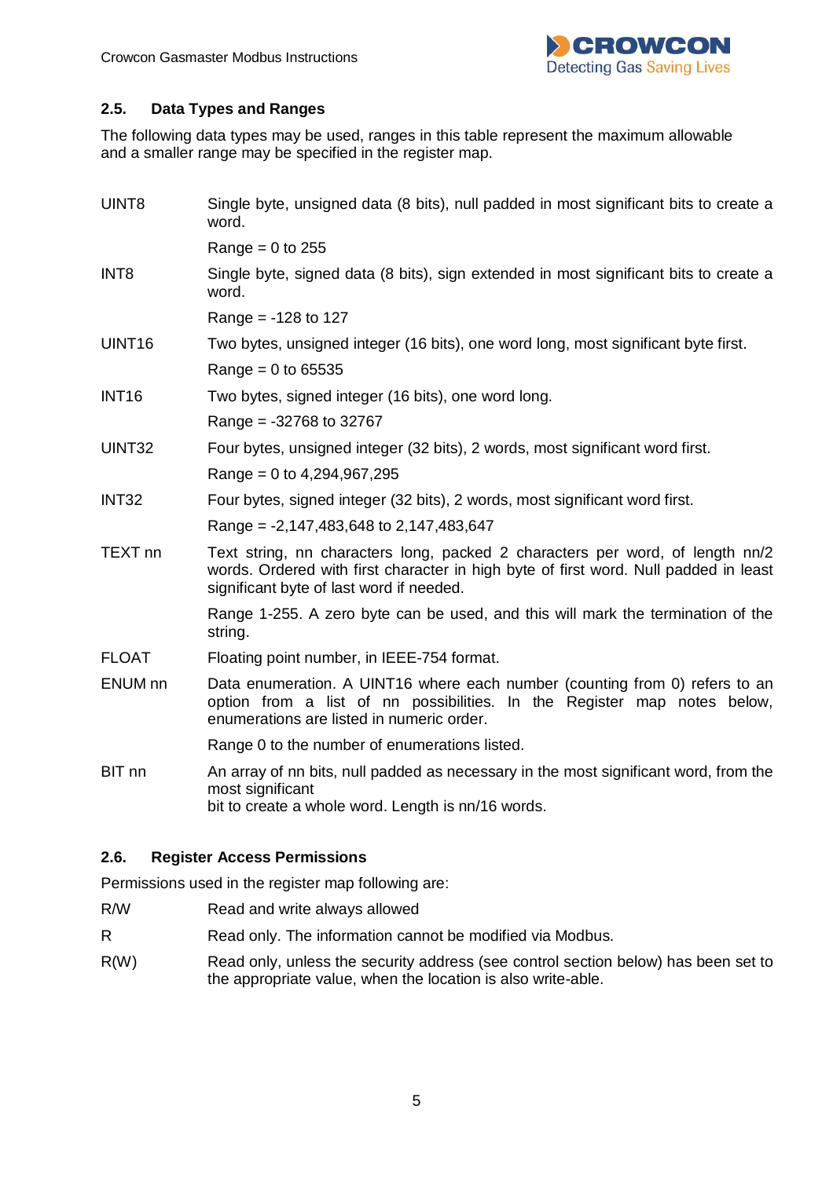## 2.5. Data Types and Ranges

The following data types may be used, ranges in this table represent the maximum allowable and a smaller range may be specified in the register map.

| | |
|---|---|
| UINT8 | Single byte, unsigned data (8 bits), null padded in most significant bits to create a word.<br>Range = 0 to 255 |
| INT8 | Single byte, signed data (8 bits), sign extended in most significant bits to create a word.<br>Range = -128 to 127 |
| UINT16 | Two bytes, unsigned integer (16 bits), one word long, most significant byte first.<br>Range = 0 to 65535 |
| INT16 | Two bytes, signed integer (16 bits), one word long.<br>Range = -32768 to 32767 |
| UINT32 | Four bytes, unsigned integer (32 bits), 2 words, most significant word first.<br>Range = 0 to 4,294,967,295 |
| INT32 | Four bytes, signed integer (32 bits), 2 words, most significant word first.<br>Range = -2,147,483,648 to 2,147,483,647 |
| TEXT nn | Text string, nn characters long, packed 2 characters per word, of length nn/2 words. Ordered with first character in high byte of first word. Null padded in least significant byte of last word if needed.<br>Range 1-255. A zero byte can be used, and this will mark the termination of the string. |
| FLOAT | Floating point number, in IEEE-754 format. |
| ENUM nn | Data enumeration. A UINT16 where each number (counting from 0) refers to an option from a list of nn possibilities. In the Register map notes below, enumerations are listed in numeric order.<br>Range 0 to the number of enumerations listed. |
| BIT nn | An array of nn bits, null padded as necessary in the most significant word, from the most significant<br>bit to create a whole word. Length is nn/16 words. |

## 2.6. Register Access Permissions

Permissions used in the register map following are:

| | |
|---|---|
| R/W | Read and write always allowed |
| R | Read only. The information cannot be modified via Modbus. |
| R(W) | Read only, unless the security address (see control section below) has been set to the appropriate value, when the location is also write-able. |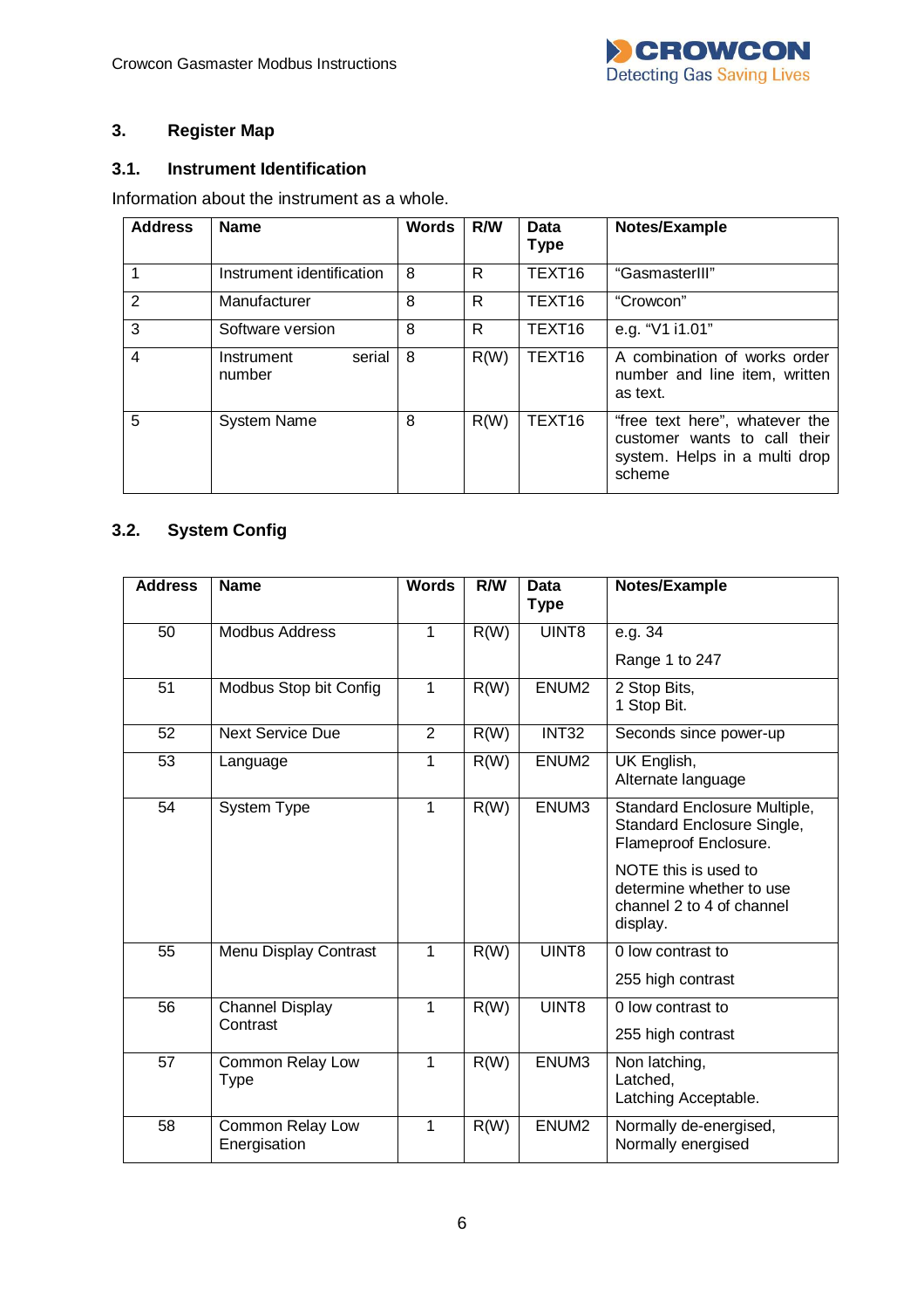## 3. Register Map

### 3.1. Instrument Identification

Information about the instrument as a whole.

| Address | Name | Words | R/W | Data Type | Notes/Example |
|---|---|---|---|---|---|
| 1 | Instrument identification | 8 | R | TEXT16 | "GasmasterIII" |
| 2 | Manufacturer | 8 | R | TEXT16 | "Crowcon" |
| 3 | Software version | 8 | R | TEXT16 | e.g. "V1 i1.01" |
| 4 | Instrument serial number | 8 | R(W) | TEXT16 | A combination of works order number and line item, written as text. |
| 5 | System Name | 8 | R(W) | TEXT16 | "free text here", whatever the customer wants to call their system. Helps in a multi drop scheme |

### 3.2. System Config

| Address | Name | Words | R/W | Data Type | Notes/Example |
|---|---|---|---|---|---|
| 50 | Modbus Address | 1 | R(W) | UINT8 | e.g. 34<br><br>Range 1 to 247 |
| 51 | Modbus Stop bit Config | 1 | R(W) | ENUM2 | 2 Stop Bits,<br>1 Stop Bit. |
| 52 | Next Service Due | 2 | R(W) | INT32 | Seconds since power-up |
| 53 | Language | 1 | R(W) | ENUM2 | UK English,<br>Alternate language |
| 54 | System Type | 1 | R(W) | ENUM3 | Standard Enclosure Multiple,<br>Standard Enclosure Single,<br>Flameproof Enclosure.<br><br>NOTE this is used to determine whether to use channel 2 to 4 of channel display. |
| 55 | Menu Display Contrast | 1 | R(W) | UINT8 | 0 low contrast to<br><br>255 high contrast |
| 56 | Channel Display Contrast | 1 | R(W) | UINT8 | 0 low contrast to<br><br>255 high contrast |
| 57 | Common Relay Low Type | 1 | R(W) | ENUM3 | Non latching,<br>Latched,<br>Latching Acceptable. |
| 58 | Common Relay Low Energisation | 1 | R(W) | ENUM2 | Normally de-energised,<br>Normally energised |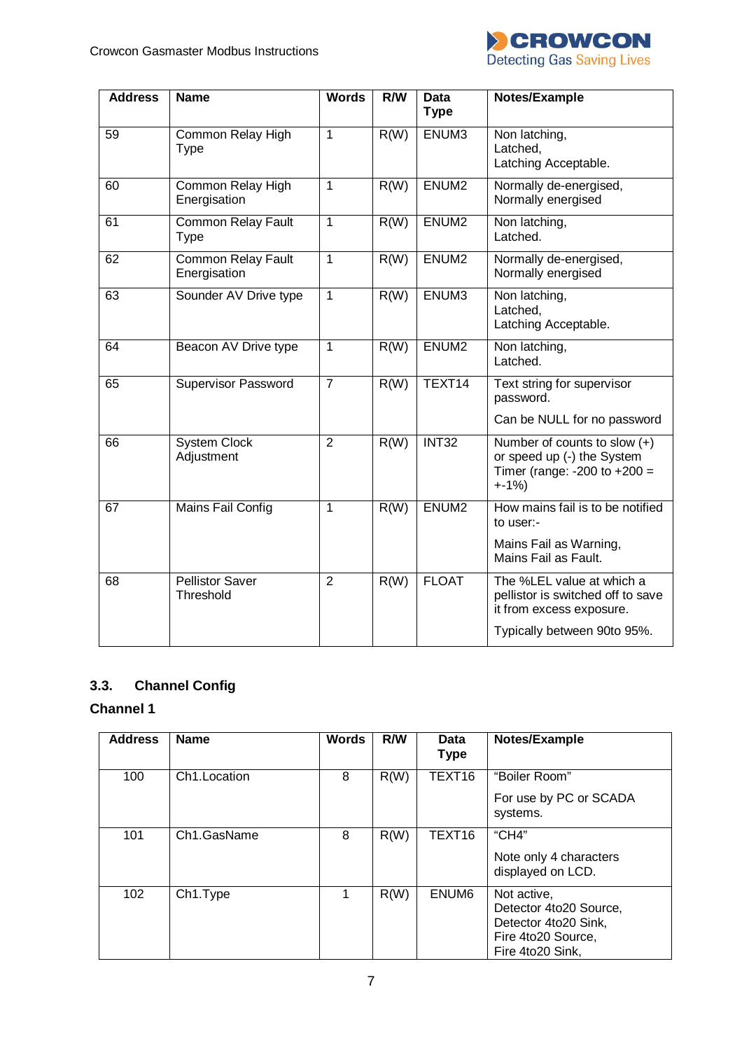| Address | Name | Words | R/W | Data Type | Notes/Example |
|---|---|---|---|---|---|
| 59 | Common Relay High Type | 1 | R(W) | ENUM3 | Non latching,<br>Latched,<br>Latching Acceptable. |
| 60 | Common Relay High Energisation | 1 | R(W) | ENUM2 | Normally de-energised,<br>Normally energised |
| 61 | Common Relay Fault Type | 1 | R(W) | ENUM2 | Non latching,<br>Latched. |
| 62 | Common Relay Fault Energisation | 1 | R(W) | ENUM2 | Normally de-energised,<br>Normally energised |
| 63 | Sounder AV Drive type | 1 | R(W) | ENUM3 | Non latching,<br>Latched,<br>Latching Acceptable. |
| 64 | Beacon AV Drive type | 1 | R(W) | ENUM2 | Non latching,<br>Latched. |
| 65 | Supervisor Password | 7 | R(W) | TEXT14 | Text string for supervisor password.<br>Can be NULL for no password |
| 66 | System Clock Adjustment | 2 | R(W) | INT32 | Number of counts to slow (+) or speed up (-) the System Timer (range: -200 to +200 = +-1%) |
| 67 | Mains Fail Config | 1 | R(W) | ENUM2 | How mains fail is to be notified to user:-<br>Mains Fail as Warning,<br>Mains Fail as Fault. |
| 68 | Pellistor Saver Threshold | 2 | R(W) | FLOAT | The %LEL value at which a pellistor is switched off to save it from excess exposure.<br>Typically between 90to 95%. |

### 3.3. Channel Config

#### Channel 1

| Address | Name | Words | R/W | Data Type | Notes/Example |
|---|---|---|---|---|---|
| 100 | Ch1.Location | 8 | R(W) | TEXT16 | "Boiler Room"<br>For use by PC or SCADA systems. |
| 101 | Ch1.GasName | 8 | R(W) | TEXT16 | "CH4"<br>Note only 4 characters displayed on LCD. |
| 102 | Ch1.Type | 1 | R(W) | ENUM6 | Not active,<br>Detector 4to20 Source,<br>Detector 4to20 Sink,<br>Fire 4to20 Source,<br>Fire 4to20 Sink, |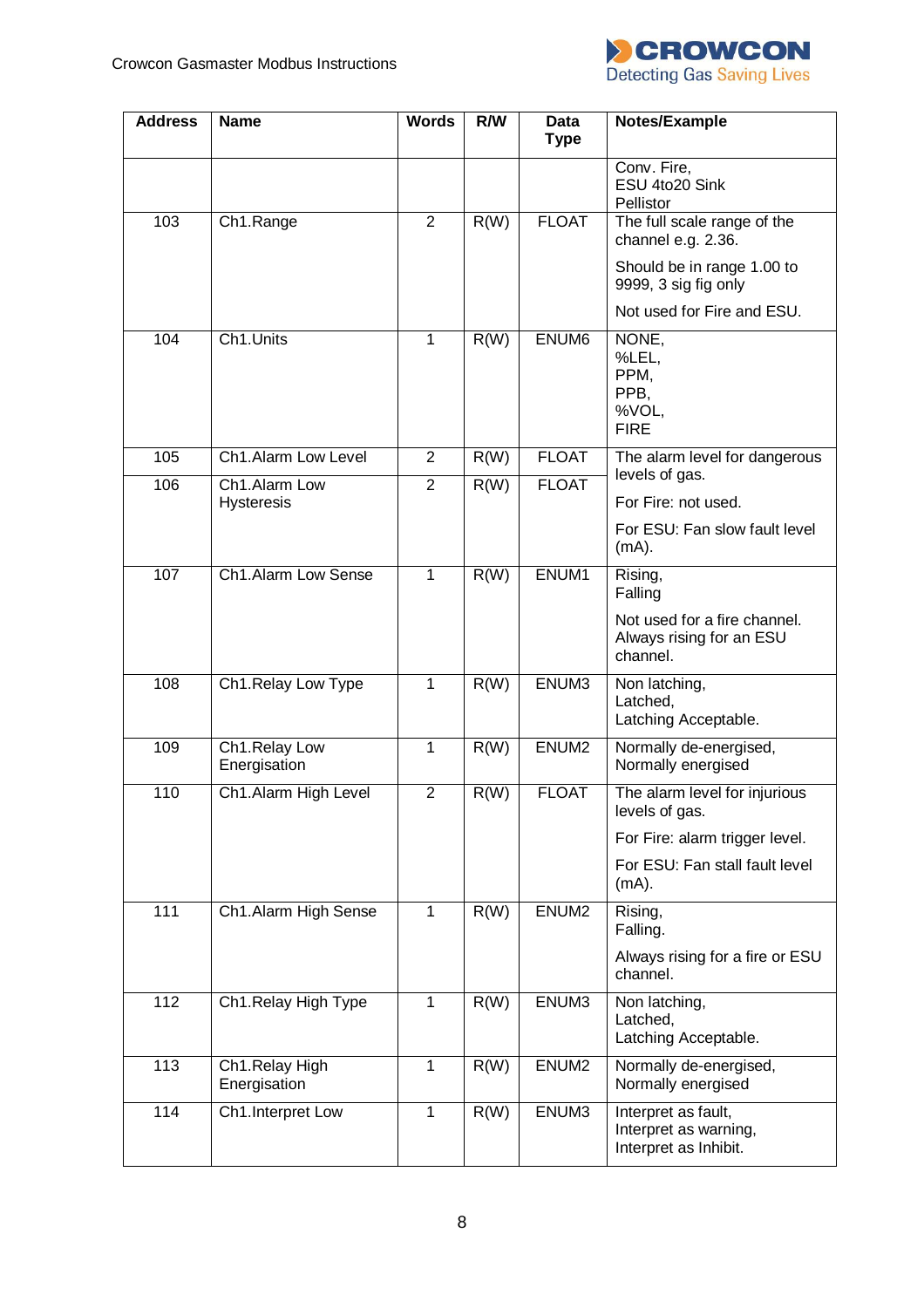| Address | Name | Words | R/W | Data Type | Notes/Example |
|---|---|---|---|---|---|
| | | | | | Conv. Fire,<br>ESU 4to20 Sink<br>Pellistor |
| 103 | Ch1.Range | 2 | R(W) | FLOAT | The full scale range of the channel e.g. 2.36.<br>Should be in range 1.00 to 9999, 3 sig fig only<br>Not used for Fire and ESU. |
| 104 | Ch1.Units | 1 | R(W) | ENUM6 | NONE,<br>%LEL,<br>PPM,<br>PPB,<br>%VOL,<br>FIRE |
| 105 | Ch1.Alarm Low Level | 2 | R(W) | FLOAT | The alarm level for dangerous levels of gas.<br>For Fire: not used.<br>For ESU: Fan slow fault level (mA). |
| 106 | Ch1.Alarm Low Hysteresis | 2 | R(W) | FLOAT | |
| 107 | Ch1.Alarm Low Sense | 1 | R(W) | ENUM1 | Rising,<br>Falling<br>Not used for a fire channel. Always rising for an ESU channel. |
| 108 | Ch1.Relay Low Type | 1 | R(W) | ENUM3 | Non latching,<br>Latched,<br>Latching Acceptable. |
| 109 | Ch1.Relay Low Energisation | 1 | R(W) | ENUM2 | Normally de-energised,<br>Normally energised |
| 110 | Ch1.Alarm High Level | 2 | R(W) | FLOAT | The alarm level for injurious levels of gas.<br>For Fire: alarm trigger level.<br>For ESU: Fan stall fault level (mA). |
| 111 | Ch1.Alarm High Sense | 1 | R(W) | ENUM2 | Rising,<br>Falling.<br>Always rising for a fire or ESU channel. |
| 112 | Ch1.Relay High Type | 1 | R(W) | ENUM3 | Non latching,<br>Latched,<br>Latching Acceptable. |
| 113 | Ch1.Relay High Energisation | 1 | R(W) | ENUM2 | Normally de-energised,<br>Normally energised |
| 114 | Ch1.Interpret Low | 1 | R(W) | ENUM3 | Interpret as fault,<br>Interpret as warning,<br>Interpret as Inhibit. |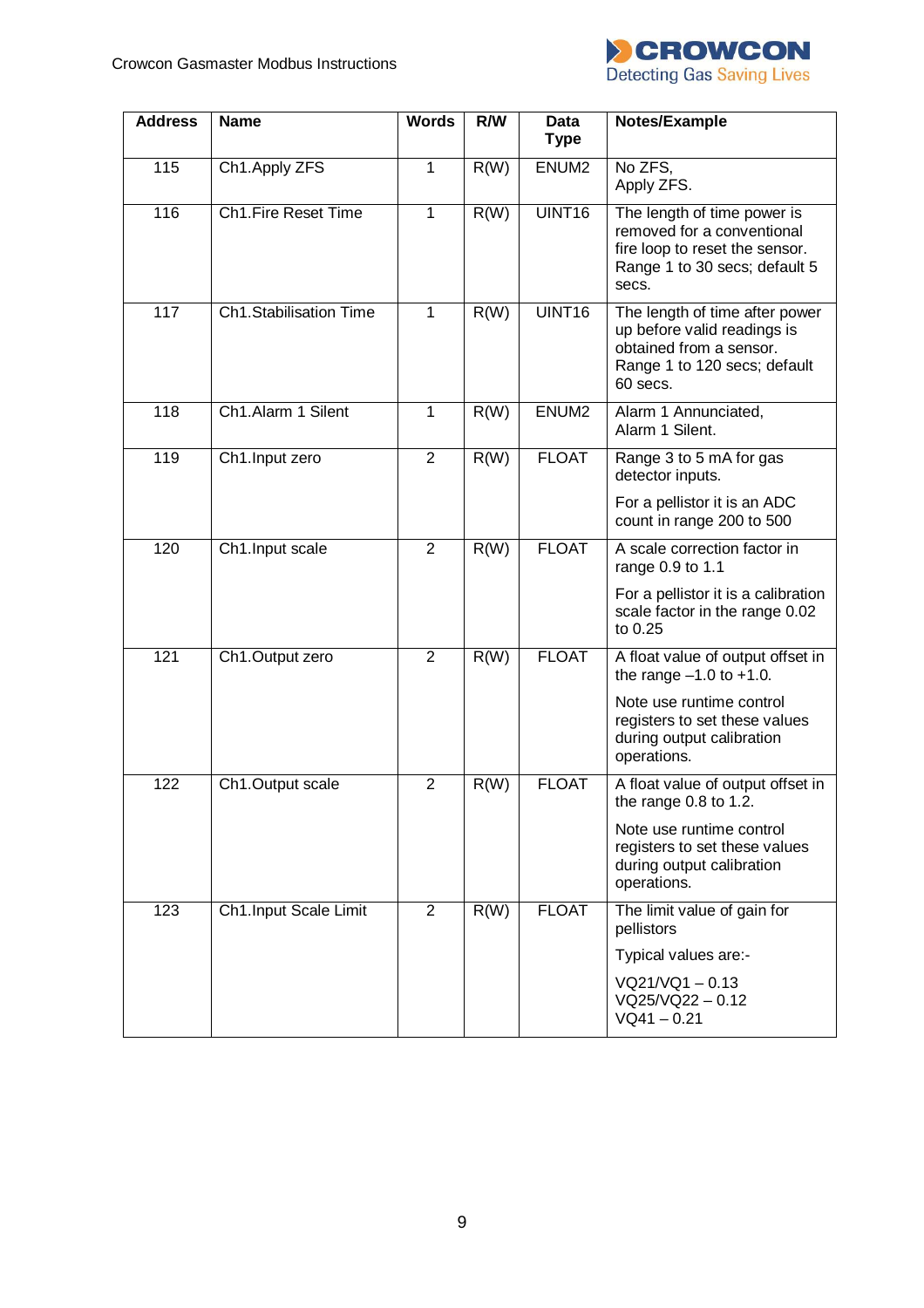| Address | Name | Words | R/W | Data Type | Notes/Example |
|---|---|---|---|---|---|
| 115 | Ch1.Apply ZFS | 1 | R(W) | ENUM2 | No ZFS,<br>Apply ZFS. |
| 116 | Ch1.Fire Reset Time | 1 | R(W) | UINT16 | The length of time power is removed for a conventional fire loop to reset the sensor. Range 1 to 30 secs; default 5 secs. |
| 117 | Ch1.Stabilisation Time | 1 | R(W) | UINT16 | The length of time after power up before valid readings is obtained from a sensor. Range 1 to 120 secs; default 60 secs. |
| 118 | Ch1.Alarm 1 Silent | 1 | R(W) | ENUM2 | Alarm 1 Annunciated,<br>Alarm 1 Silent. |
| 119 | Ch1.Input zero | 2 | R(W) | FLOAT | Range 3 to 5 mA for gas detector inputs.<br><br>For a pellistor it is an ADC count in range 200 to 500 |
| 120 | Ch1.Input scale | 2 | R(W) | FLOAT | A scale correction factor in range 0.9 to 1.1<br><br>For a pellistor it is a calibration scale factor in the range 0.02 to 0.25 |
| 121 | Ch1.Output zero | 2 | R(W) | FLOAT | A float value of output offset in the range –1.0 to +1.0.<br><br>Note use runtime control registers to set these values during output calibration operations. |
| 122 | Ch1.Output scale | 2 | R(W) | FLOAT | A float value of output offset in the range 0.8 to 1.2.<br><br>Note use runtime control registers to set these values during output calibration operations. |
| 123 | Ch1.Input Scale Limit | 2 | R(W) | FLOAT | The limit value of gain for pellistors<br><br>Typical values are:-<br><br>VQ21/VQ1 – 0.13<br>VQ25/VQ22 – 0.12<br>VQ41 – 0.21 |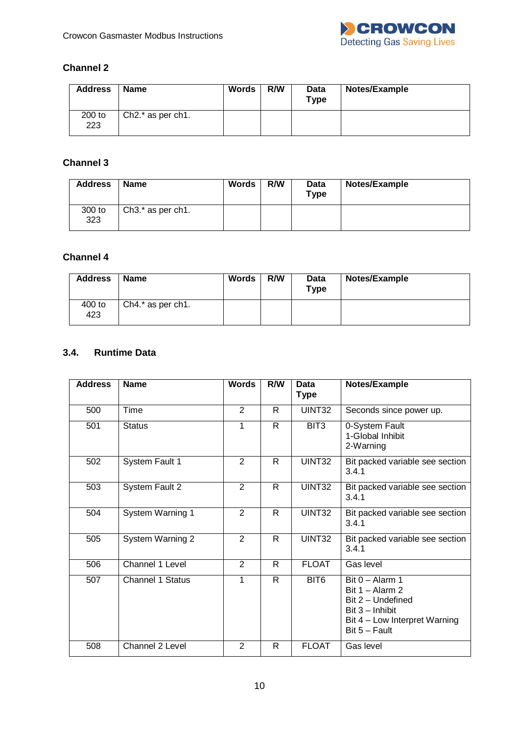### Channel 2

| Address | Name | Words | R/W | Data Type | Notes/Example |
|---|---|---|---|---|---|
| 200 to 223 | Ch2.* as per ch1. | | | | |

### Channel 3

| Address | Name | Words | R/W | Data Type | Notes/Example |
|---|---|---|---|---|---|
| 300 to 323 | Ch3.* as per ch1. | | | | |

### Channel 4

| Address | Name | Words | R/W | Data Type | Notes/Example |
|---|---|---|---|---|---|
| 400 to 423 | Ch4.* as per ch1. | | | | |

## 3.4. Runtime Data

| Address | Name | Words | R/W | Data Type | Notes/Example |
|---|---|---|---|---|---|
| 500 | Time | 2 | R | UINT32 | Seconds since power up. |
| 501 | Status | 1 | R | BIT3 | 0-System Fault<br>1-Global Inhibit<br>2-Warning |
| 502 | System Fault 1 | 2 | R | UINT32 | Bit packed variable see section 3.4.1 |
| 503 | System Fault 2 | 2 | R | UINT32 | Bit packed variable see section 3.4.1 |
| 504 | System Warning 1 | 2 | R | UINT32 | Bit packed variable see section 3.4.1 |
| 505 | System Warning 2 | 2 | R | UINT32 | Bit packed variable see section 3.4.1 |
| 506 | Channel 1 Level | 2 | R | FLOAT | Gas level |
| 507 | Channel 1 Status | 1 | R | BIT6 | Bit 0 – Alarm 1<br>Bit 1 – Alarm 2<br>Bit 2 – Undefined<br>Bit 3 – Inhibit<br>Bit 4 – Low Interpret Warning<br>Bit 5 – Fault |
| 508 | Channel 2 Level | 2 | R | FLOAT | Gas level |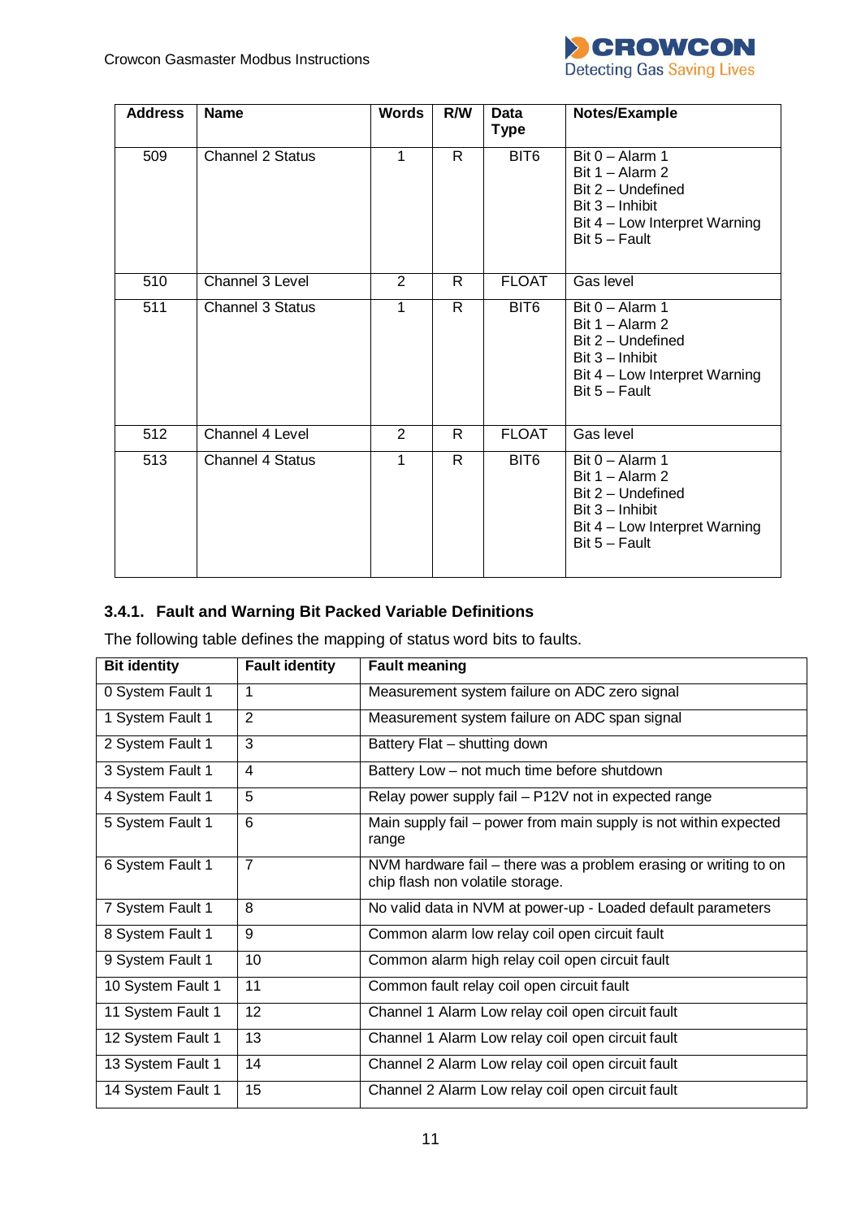| Address | Name | Words | R/W | Data Type | Notes/Example |
|---|---|---|---|---|---|
| 509 | Channel 2 Status | 1 | R | BIT6 | Bit 0 – Alarm 1<br>Bit 1 – Alarm 2<br>Bit 2 – Undefined<br>Bit 3 – Inhibit<br>Bit 4 – Low Interpret Warning<br>Bit 5 – Fault |
| 510 | Channel 3 Level | 2 | R | FLOAT | Gas level |
| 511 | Channel 3 Status | 1 | R | BIT6 | Bit 0 – Alarm 1<br>Bit 1 – Alarm 2<br>Bit 2 – Undefined<br>Bit 3 – Inhibit<br>Bit 4 – Low Interpret Warning<br>Bit 5 – Fault |
| 512 | Channel 4 Level | 2 | R | FLOAT | Gas level |
| 513 | Channel 4 Status | 1 | R | BIT6 | Bit 0 – Alarm 1<br>Bit 1 – Alarm 2<br>Bit 2 – Undefined<br>Bit 3 – Inhibit<br>Bit 4 – Low Interpret Warning<br>Bit 5 – Fault |

### 3.4.1. Fault and Warning Bit Packed Variable Definitions

The following table defines the mapping of status word bits to faults.

| Bit identity | Fault identity | Fault meaning |
|---|---|---|
| 0 System Fault 1 | 1 | Measurement system failure on ADC zero signal |
| 1 System Fault 1 | 2 | Measurement system failure on ADC span signal |
| 2 System Fault 1 | 3 | Battery Flat – shutting down |
| 3 System Fault 1 | 4 | Battery Low – not much time before shutdown |
| 4 System Fault 1 | 5 | Relay power supply fail – P12V not in expected range |
| 5 System Fault 1 | 6 | Main supply fail – power from main supply is not within expected range |
| 6 System Fault 1 | 7 | NVM hardware fail – there was a problem erasing or writing to on chip flash non volatile storage. |
| 7 System Fault 1 | 8 | No valid data in NVM at power-up - Loaded default parameters |
| 8 System Fault 1 | 9 | Common alarm low relay coil open circuit fault |
| 9 System Fault 1 | 10 | Common alarm high relay coil open circuit fault |
| 10 System Fault 1 | 11 | Common fault relay coil open circuit fault |
| 11 System Fault 1 | 12 | Channel 1 Alarm Low relay coil open circuit fault |
| 12 System Fault 1 | 13 | Channel 1 Alarm Low relay coil open circuit fault |
| 13 System Fault 1 | 14 | Channel 2 Alarm Low relay coil open circuit fault |
| 14 System Fault 1 | 15 | Channel 2 Alarm Low relay coil open circuit fault |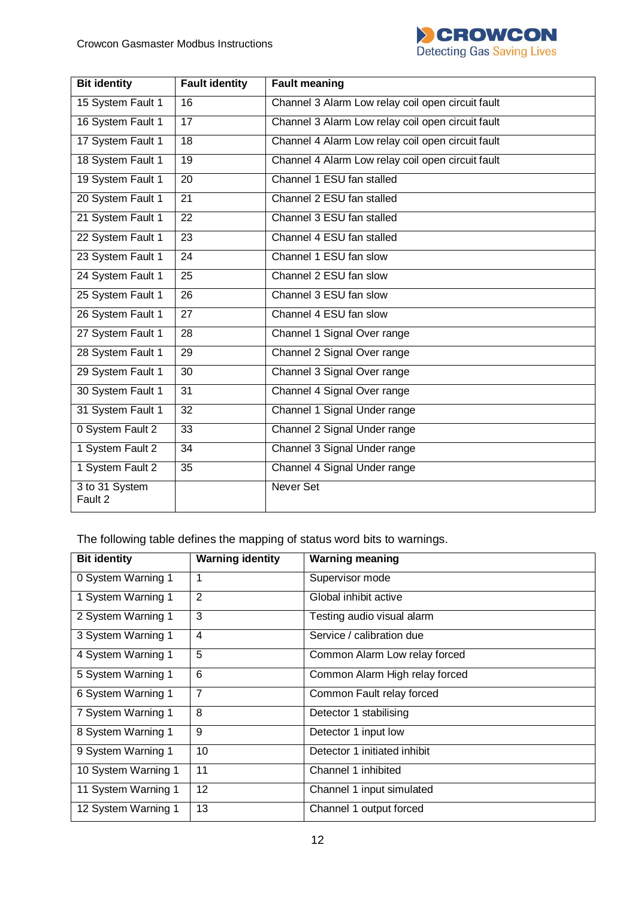| Bit identity | Fault identity | Fault meaning |
|---|---|---|
| 15 System Fault 1 | 16 | Channel 3 Alarm Low relay coil open circuit fault |
| 16 System Fault 1 | 17 | Channel 3 Alarm Low relay coil open circuit fault |
| 17 System Fault 1 | 18 | Channel 4 Alarm Low relay coil open circuit fault |
| 18 System Fault 1 | 19 | Channel 4 Alarm Low relay coil open circuit fault |
| 19 System Fault 1 | 20 | Channel 1 ESU fan stalled |
| 20 System Fault 1 | 21 | Channel 2 ESU fan stalled |
| 21 System Fault 1 | 22 | Channel 3 ESU fan stalled |
| 22 System Fault 1 | 23 | Channel 4 ESU fan stalled |
| 23 System Fault 1 | 24 | Channel 1 ESU fan slow |
| 24 System Fault 1 | 25 | Channel 2 ESU fan slow |
| 25 System Fault 1 | 26 | Channel 3 ESU fan slow |
| 26 System Fault 1 | 27 | Channel 4 ESU fan slow |
| 27 System Fault 1 | 28 | Channel 1 Signal Over range |
| 28 System Fault 1 | 29 | Channel 2 Signal Over range |
| 29 System Fault 1 | 30 | Channel 3 Signal Over range |
| 30 System Fault 1 | 31 | Channel 4 Signal Over range |
| 31 System Fault 1 | 32 | Channel 1 Signal Under range |
| 0 System Fault 2 | 33 | Channel 2 Signal Under range |
| 1 System Fault 2 | 34 | Channel 3 Signal Under range |
| 1 System Fault 2 | 35 | Channel 4 Signal Under range |
| 3 to 31 System Fault 2 | | Never Set |

The following table defines the mapping of status word bits to warnings.

| Bit identity | Warning identity | Warning meaning |
|---|---|---|
| 0 System Warning 1 | 1 | Supervisor mode |
| 1 System Warning 1 | 2 | Global inhibit active |
| 2 System Warning 1 | 3 | Testing audio visual alarm |
| 3 System Warning 1 | 4 | Service / calibration due |
| 4 System Warning 1 | 5 | Common Alarm Low relay forced |
| 5 System Warning 1 | 6 | Common Alarm High relay forced |
| 6 System Warning 1 | 7 | Common Fault relay forced |
| 7 System Warning 1 | 8 | Detector 1 stabilising |
| 8 System Warning 1 | 9 | Detector 1 input low |
| 9 System Warning 1 | 10 | Detector 1 initiated inhibit |
| 10 System Warning 1 | 11 | Channel 1 inhibited |
| 11 System Warning 1 | 12 | Channel 1 input simulated |
| 12 System Warning 1 | 13 | Channel 1 output forced |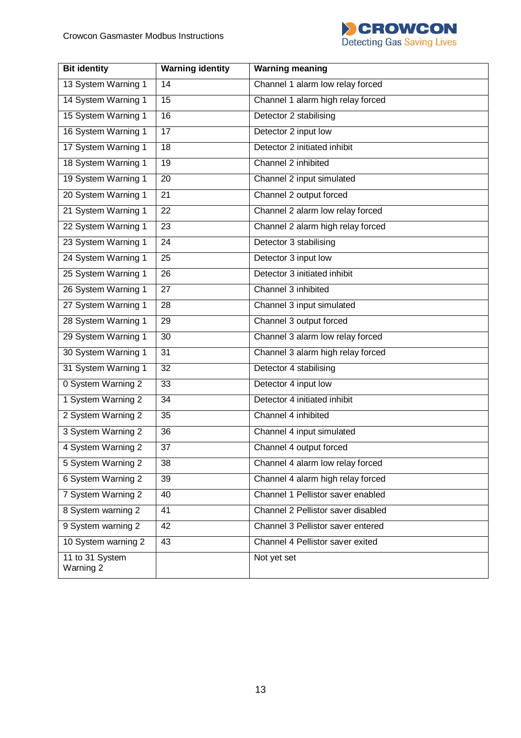| Bit identity | Warning identity | Warning meaning |
|---|---|---|
| 13 System Warning 1 | 14 | Channel 1 alarm low relay forced |
| 14 System Warning 1 | 15 | Channel 1 alarm high relay forced |
| 15 System Warning 1 | 16 | Detector 2 stabilising |
| 16 System Warning 1 | 17 | Detector 2 input low |
| 17 System Warning 1 | 18 | Detector 2 initiated inhibit |
| 18 System Warning 1 | 19 | Channel 2 inhibited |
| 19 System Warning 1 | 20 | Channel 2 input simulated |
| 20 System Warning 1 | 21 | Channel 2 output forced |
| 21 System Warning 1 | 22 | Channel 2 alarm low relay forced |
| 22 System Warning 1 | 23 | Channel 2 alarm high relay forced |
| 23 System Warning 1 | 24 | Detector 3 stabilising |
| 24 System Warning 1 | 25 | Detector 3 input low |
| 25 System Warning 1 | 26 | Detector 3 initiated inhibit |
| 26 System Warning 1 | 27 | Channel 3 inhibited |
| 27 System Warning 1 | 28 | Channel 3 input simulated |
| 28 System Warning 1 | 29 | Channel 3 output forced |
| 29 System Warning 1 | 30 | Channel 3 alarm low relay forced |
| 30 System Warning 1 | 31 | Channel 3 alarm high relay forced |
| 31 System Warning 1 | 32 | Detector 4 stabilising |
| 0 System Warning 2 | 33 | Detector 4 input low |
| 1 System Warning 2 | 34 | Detector 4 initiated inhibit |
| 2 System Warning 2 | 35 | Channel 4 inhibited |
| 3 System Warning 2 | 36 | Channel 4 input simulated |
| 4 System Warning 2 | 37 | Channel 4 output forced |
| 5 System Warning 2 | 38 | Channel 4 alarm low relay forced |
| 6 System Warning 2 | 39 | Channel 4 alarm high relay forced |
| 7 System Warning 2 | 40 | Channel 1 Pellistor saver enabled |
| 8 System warning 2 | 41 | Channel 2 Pellistor saver disabled |
| 9 System warning 2 | 42 | Channel 3 Pellistor saver entered |
| 10 System warning 2 | 43 | Channel 4 Pellistor saver exited |
| 11 to 31 System Warning 2 | | Not yet set |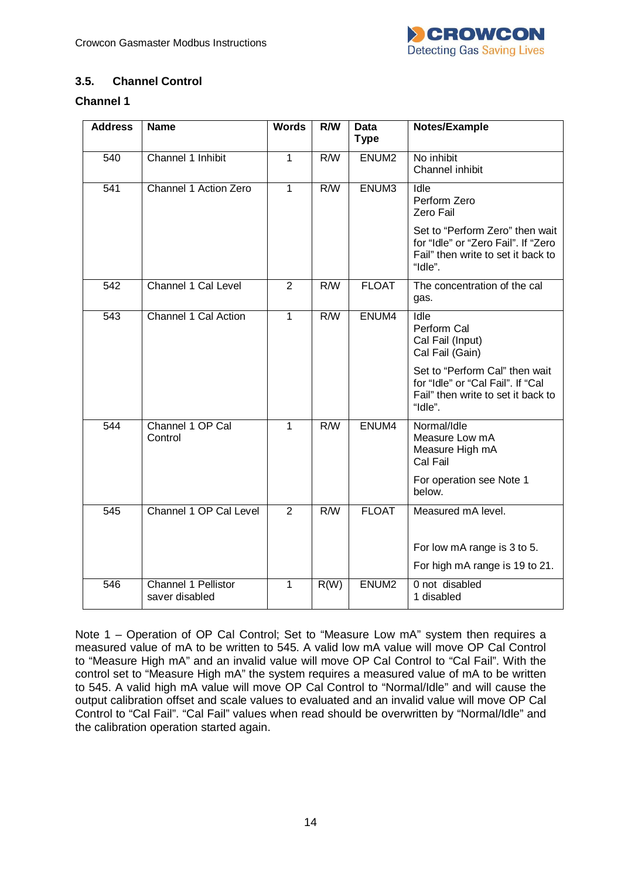### 3.5. Channel Control

**Channel 1**

| Address | Name | Words | R/W | Data Type | Notes/Example |
|---|---|---|---|---|---|
| 540 | Channel 1 Inhibit | 1 | R/W | ENUM2 | No inhibit<br>Channel inhibit |
| 541 | Channel 1 Action Zero | 1 | R/W | ENUM3 | Idle<br>Perform Zero<br>Zero Fail<br><br>Set to “Perform Zero” then wait for “Idle” or “Zero Fail”. If “Zero Fail” then write to set it back to “Idle”. |
| 542 | Channel 1 Cal Level | 2 | R/W | FLOAT | The concentration of the cal gas. |
| 543 | Channel 1 Cal Action | 1 | R/W | ENUM4 | Idle<br>Perform Cal<br>Cal Fail (Input)<br>Cal Fail (Gain)<br><br>Set to “Perform Cal” then wait for “Idle” or “Cal Fail”. If “Cal Fail” then write to set it back to “Idle”. |
| 544 | Channel 1 OP Cal Control | 1 | R/W | ENUM4 | Normal/Idle<br>Measure Low mA<br>Measure High mA<br>Cal Fail<br><br>For operation see Note 1 below. |
| 545 | Channel 1 OP Cal Level | 2 | R/W | FLOAT | Measured mA level.<br><br>For low mA range is 3 to 5.<br><br>For high mA range is 19 to 21. |
| 546 | Channel 1 Pellistor saver disabled | 1 | R(W) | ENUM2 | 0 not disabled<br>1 disabled |

Note 1 – Operation of OP Cal Control; Set to “Measure Low mA” system then requires a measured value of mA to be written to 545. A valid low mA value will move OP Cal Control to “Measure High mA” and an invalid value will move OP Cal Control to “Cal Fail”. With the control set to “Measure High mA” the system requires a measured value of mA to be written to 545. A valid high mA value will move OP Cal Control to “Normal/Idle” and will cause the output calibration offset and scale values to evaluated and an invalid value will move OP Cal Control to “Cal Fail”. “Cal Fail” values when read should be overwritten by “Normal/Idle” and the calibration operation started again.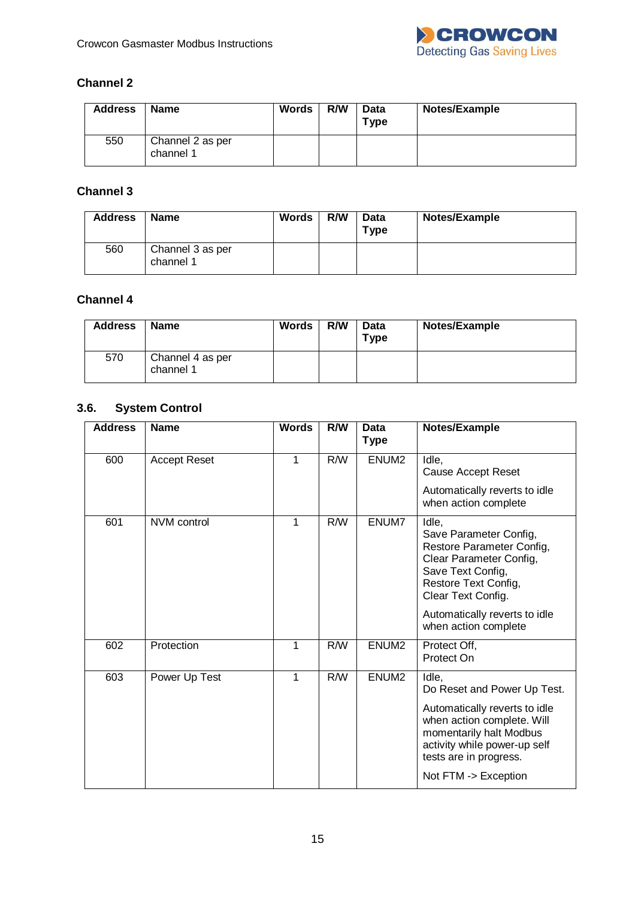### Channel 2

| Address | Name | Words | R/W | Data Type | Notes/Example |
|---|---|---|---|---|---|
| 550 | Channel 2 as per channel 1 | | | | |

### Channel 3

| Address | Name | Words | R/W | Data Type | Notes/Example |
|---|---|---|---|---|---|
| 560 | Channel 3 as per channel 1 | | | | |

### Channel 4

| Address | Name | Words | R/W | Data Type | Notes/Example |
|---|---|---|---|---|---|
| 570 | Channel 4 as per channel 1 | | | | |

## 3.6. System Control

| Address | Name | Words | R/W | Data Type | Notes/Example |
|---|---|---|---|---|---|
| 600 | Accept Reset | 1 | R/W | ENUM2 | Idle, Cause Accept Reset<br><br>Automatically reverts to idle when action complete |
| 601 | NVM control | 1 | R/W | ENUM7 | Idle, Save Parameter Config, Restore Parameter Config, Clear Parameter Config, Save Text Config, Restore Text Config, Clear Text Config.<br><br>Automatically reverts to idle when action complete |
| 602 | Protection | 1 | R/W | ENUM2 | Protect Off, Protect On |
| 603 | Power Up Test | 1 | R/W | ENUM2 | Idle, Do Reset and Power Up Test.<br><br>Automatically reverts to idle when action complete. Will momentarily halt Modbus activity while power-up self tests are in progress.<br><br>Not FTM -> Exception |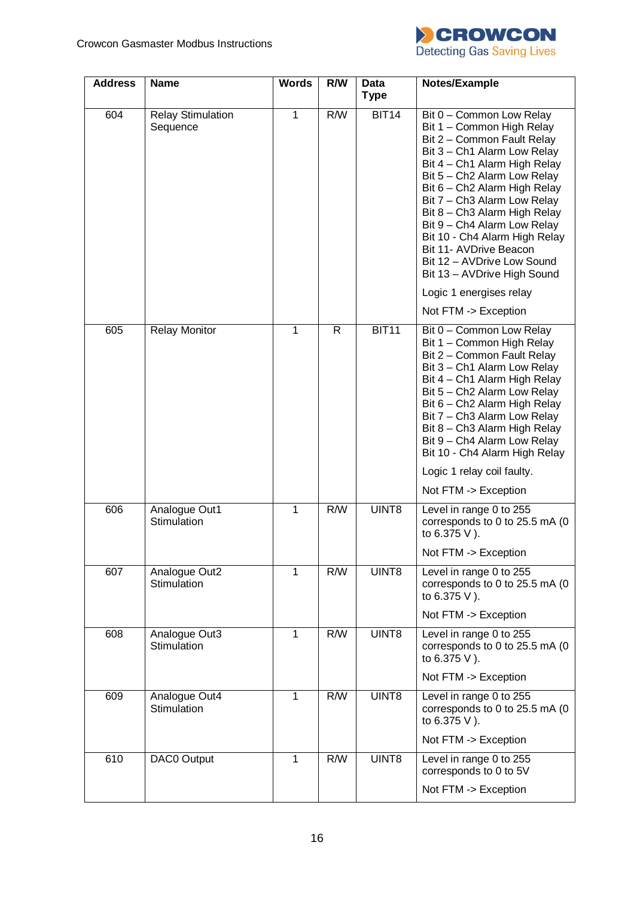| Address | Name | Words | R/W | Data Type | Notes/Example |
|---|---|---|---|---|---|
| 604 | Relay Stimulation Sequence | 1 | R/W | BIT14 | Bit 0 – Common Low Relay<br>Bit 1 – Common High Relay<br>Bit 2 – Common Fault Relay<br>Bit 3 – Ch1 Alarm Low Relay<br>Bit 4 – Ch1 Alarm High Relay<br>Bit 5 – Ch2 Alarm Low Relay<br>Bit 6 – Ch2 Alarm High Relay<br>Bit 7 – Ch3 Alarm Low Relay<br>Bit 8 – Ch3 Alarm High Relay<br>Bit 9 – Ch4 Alarm Low Relay<br>Bit 10 - Ch4 Alarm High Relay<br>Bit 11- AVDrive Beacon<br>Bit 12 – AVDrive Low Sound<br>Bit 13 – AVDrive High Sound<br><br>Logic 1 energises relay<br><br>Not FTM -> Exception |
| 605 | Relay Monitor | 1 | R | BIT11 | Bit 0 – Common Low Relay<br>Bit 1 – Common High Relay<br>Bit 2 – Common Fault Relay<br>Bit 3 – Ch1 Alarm Low Relay<br>Bit 4 – Ch1 Alarm High Relay<br>Bit 5 – Ch2 Alarm Low Relay<br>Bit 6 – Ch2 Alarm High Relay<br>Bit 7 – Ch3 Alarm Low Relay<br>Bit 8 – Ch3 Alarm High Relay<br>Bit 9 – Ch4 Alarm Low Relay<br>Bit 10 - Ch4 Alarm High Relay<br><br>Logic 1 relay coil faulty.<br><br>Not FTM -> Exception |
| 606 | Analogue Out1 Stimulation | 1 | R/W | UINT8 | Level in range 0 to 255 corresponds to 0 to 25.5 mA (0 to 6.375 V ).<br><br>Not FTM -> Exception |
| 607 | Analogue Out2 Stimulation | 1 | R/W | UINT8 | Level in range 0 to 255 corresponds to 0 to 25.5 mA (0 to 6.375 V ).<br><br>Not FTM -> Exception |
| 608 | Analogue Out3 Stimulation | 1 | R/W | UINT8 | Level in range 0 to 255 corresponds to 0 to 25.5 mA (0 to 6.375 V ).<br><br>Not FTM -> Exception |
| 609 | Analogue Out4 Stimulation | 1 | R/W | UINT8 | Level in range 0 to 255 corresponds to 0 to 25.5 mA (0 to 6.375 V ).<br><br>Not FTM -> Exception |
| 610 | DAC0 Output | 1 | R/W | UINT8 | Level in range 0 to 255 corresponds to 0 to 5V<br><br>Not FTM -> Exception |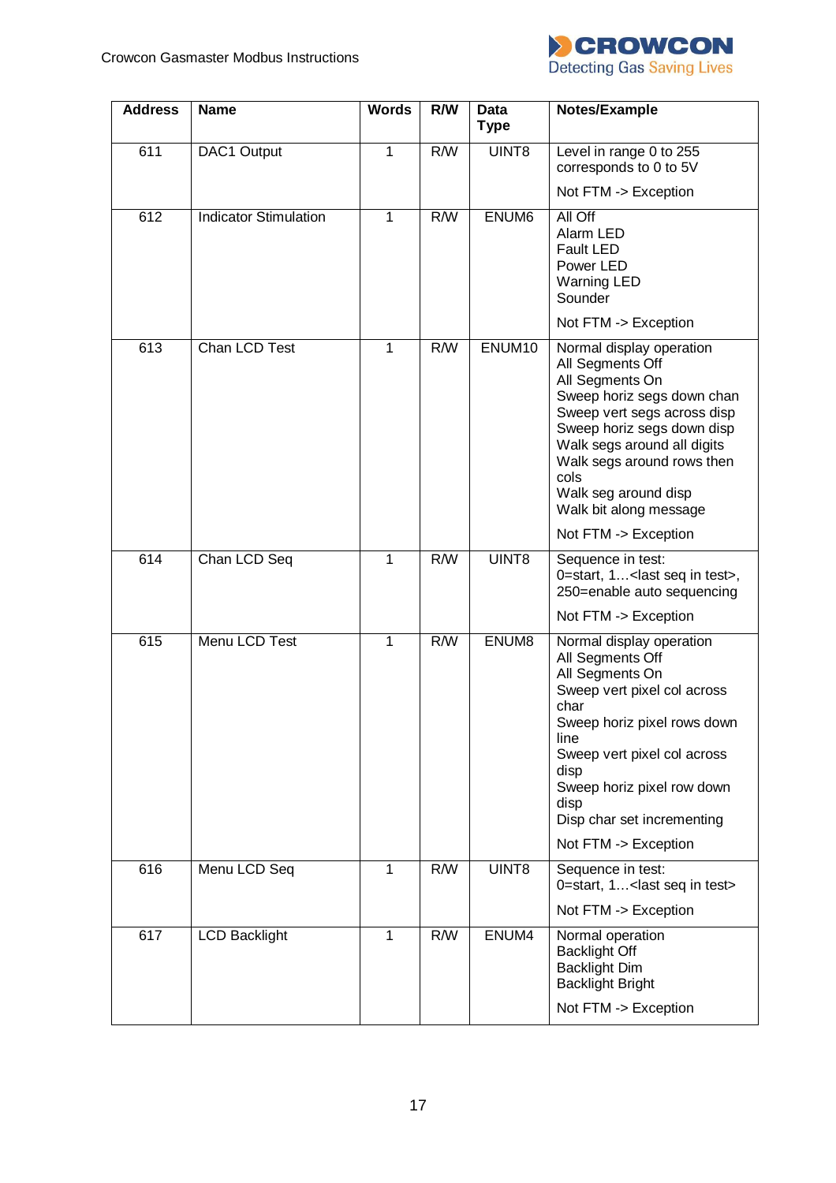| Address | Name | Words | R/W | Data Type | Notes/Example |
|---|---|---|---|---|---|
| 611 | DAC1 Output | 1 | R/W | UINT8 | Level in range 0 to 255 corresponds to 0 to 5V<br><br>Not FTM -> Exception |
| 612 | Indicator Stimulation | 1 | R/W | ENUM6 | All Off<br>Alarm LED<br>Fault LED<br>Power LED<br>Warning LED<br>Sounder<br><br>Not FTM -> Exception |
| 613 | Chan LCD Test | 1 | R/W | ENUM10 | Normal display operation<br>All Segments Off<br>All Segments On<br>Sweep horiz segs down chan<br>Sweep vert segs across disp<br>Sweep horiz segs down disp<br>Walk segs around all digits<br>Walk segs around rows then cols<br>Walk seg around disp<br>Walk bit along message<br><br>Not FTM -> Exception |
| 614 | Chan LCD Seq | 1 | R/W | UINT8 | Sequence in test:<br>0=start, 1…<last seq in test>, 250=enable auto sequencing<br><br>Not FTM -> Exception |
| 615 | Menu LCD Test | 1 | R/W | ENUM8 | Normal display operation<br>All Segments Off<br>All Segments On<br>Sweep vert pixel col across char<br>Sweep horiz pixel rows down line<br>Sweep vert pixel col across disp<br>Sweep horiz pixel row down disp<br>Disp char set incrementing<br><br>Not FTM -> Exception |
| 616 | Menu LCD Seq | 1 | R/W | UINT8 | Sequence in test:<br>0=start, 1…<last seq in test><br><br>Not FTM -> Exception |
| 617 | LCD Backlight | 1 | R/W | ENUM4 | Normal operation<br>Backlight Off<br>Backlight Dim<br>Backlight Bright<br><br>Not FTM -> Exception |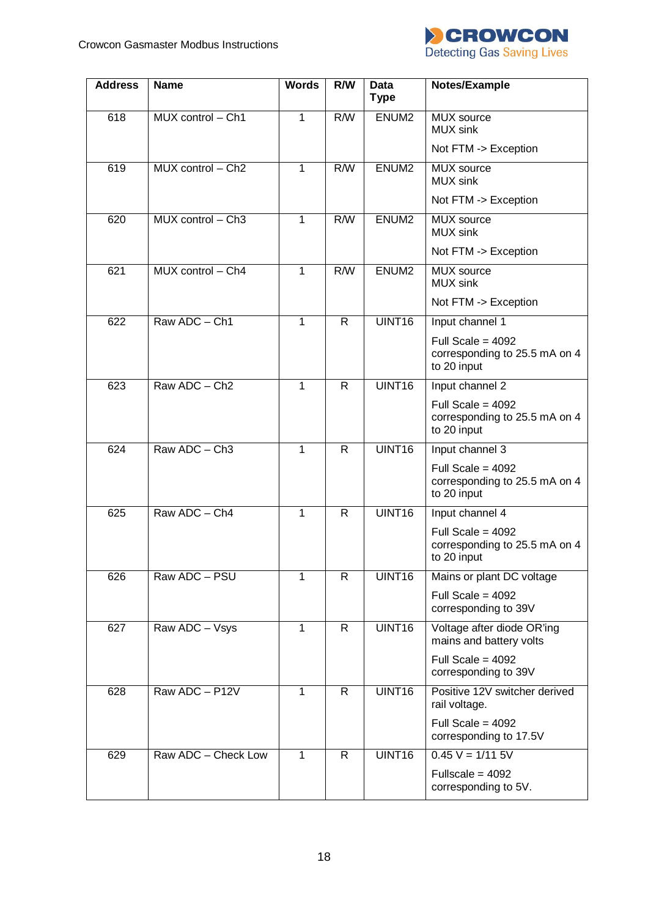| Address | Name | Words | R/W | Data Type | Notes/Example |
|---|---|---|---|---|---|
| 618 | MUX control – Ch1 | 1 | R/W | ENUM2 | MUX source<br>MUX sink<br>Not FTM -> Exception |
| 619 | MUX control – Ch2 | 1 | R/W | ENUM2 | MUX source<br>MUX sink<br>Not FTM -> Exception |
| 620 | MUX control – Ch3 | 1 | R/W | ENUM2 | MUX source<br>MUX sink<br>Not FTM -> Exception |
| 621 | MUX control – Ch4 | 1 | R/W | ENUM2 | MUX source<br>MUX sink<br>Not FTM -> Exception |
| 622 | Raw ADC – Ch1 | 1 | R | UINT16 | Input channel 1<br>Full Scale = 4092 corresponding to 25.5 mA on 4 to 20 input |
| 623 | Raw ADC – Ch2 | 1 | R | UINT16 | Input channel 2<br>Full Scale = 4092 corresponding to 25.5 mA on 4 to 20 input |
| 624 | Raw ADC – Ch3 | 1 | R | UINT16 | Input channel 3<br>Full Scale = 4092 corresponding to 25.5 mA on 4 to 20 input |
| 625 | Raw ADC – Ch4 | 1 | R | UINT16 | Input channel 4<br>Full Scale = 4092 corresponding to 25.5 mA on 4 to 20 input |
| 626 | Raw ADC – PSU | 1 | R | UINT16 | Mains or plant DC voltage<br>Full Scale = 4092 corresponding to 39V |
| 627 | Raw ADC – Vsys | 1 | R | UINT16 | Voltage after diode OR'ing mains and battery volts<br>Full Scale = 4092 corresponding to 39V |
| 628 | Raw ADC – P12V | 1 | R | UINT16 | Positive 12V switcher derived rail voltage.<br>Full Scale = 4092 corresponding to 17.5V |
| 629 | Raw ADC – Check Low | 1 | R | UINT16 | 0.45 V = 1/11 5V<br>Fullscale = 4092 corresponding to 5V. |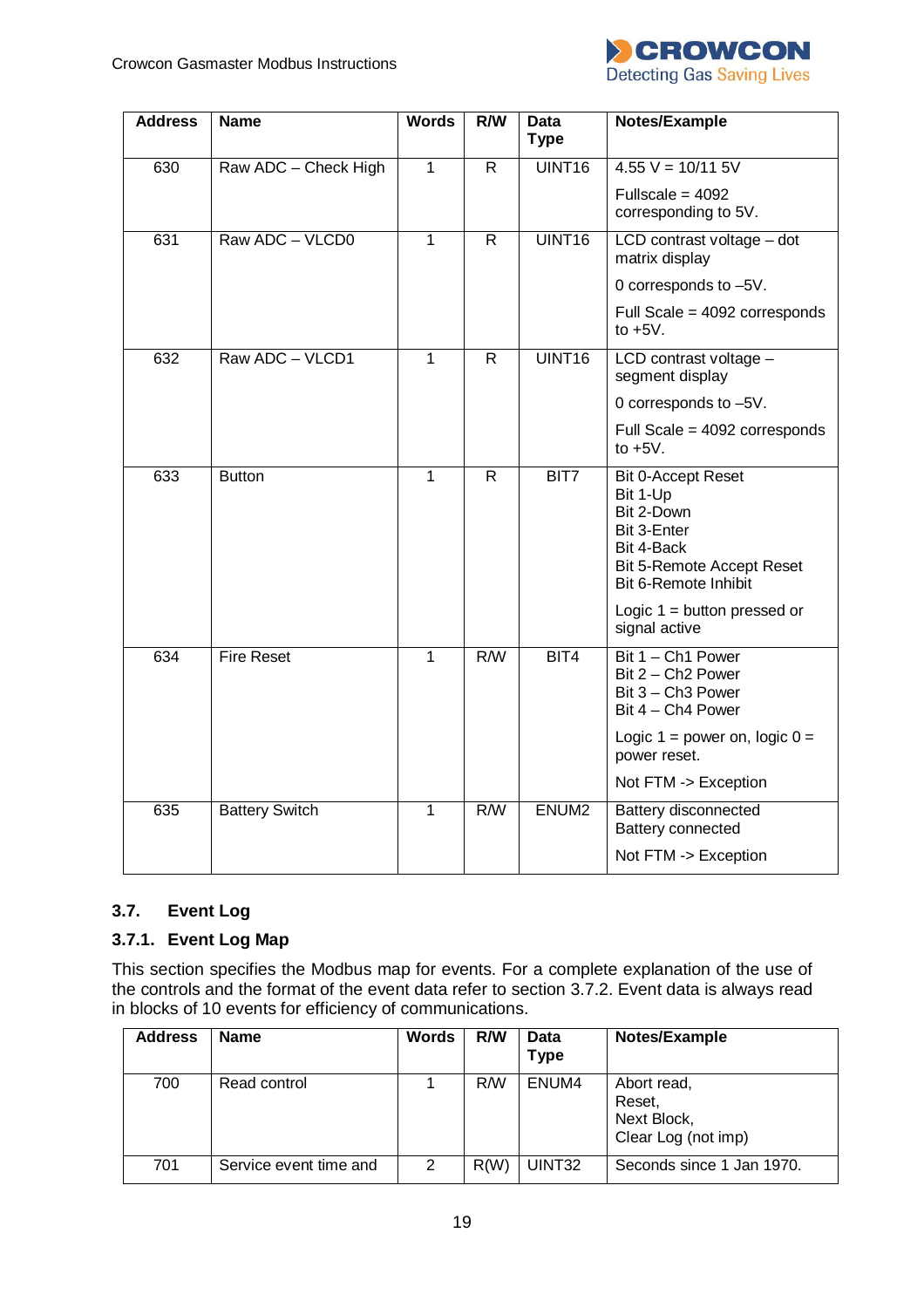| Address | Name | Words | R/W | Data Type | Notes/Example |
|---|---|---|---|---|---|
| 630 | Raw ADC – Check High | 1 | R | UINT16 | 4.55 V = 10/11 5V<br><br>Fullscale = 4092 corresponding to 5V. |
| 631 | Raw ADC – VLCD0 | 1 | R | UINT16 | LCD contrast voltage – dot matrix display<br><br>0 corresponds to –5V.<br><br>Full Scale = 4092 corresponds to +5V. |
| 632 | Raw ADC – VLCD1 | 1 | R | UINT16 | LCD contrast voltage – segment display<br><br>0 corresponds to –5V.<br><br>Full Scale = 4092 corresponds to +5V. |
| 633 | Button | 1 | R | BIT7 | Bit 0-Accept Reset<br>Bit 1-Up<br>Bit 2-Down<br>Bit 3-Enter<br>Bit 4-Back<br>Bit 5-Remote Accept Reset<br>Bit 6-Remote Inhibit<br><br>Logic 1 = button pressed or signal active |
| 634 | Fire Reset | 1 | R/W | BIT4 | Bit 1 – Ch1 Power<br>Bit 2 – Ch2 Power<br>Bit 3 – Ch3 Power<br>Bit 4 – Ch4 Power<br><br>Logic 1 = power on, logic 0 = power reset.<br><br>Not FTM -> Exception |
| 635 | Battery Switch | 1 | R/W | ENUM2 | Battery disconnected<br>Battery connected<br><br>Not FTM -> Exception |

### 3.7. Event Log

#### 3.7.1. Event Log Map

This section specifies the Modbus map for events. For a complete explanation of the use of the controls and the format of the event data refer to section 3.7.2. Event data is always read in blocks of 10 events for efficiency of communications.

| Address | Name | Words | R/W | Data Type | Notes/Example |
|---|---|---|---|---|---|
| 700 | Read control | 1 | R/W | ENUM4 | Abort read,<br>Reset,<br>Next Block,<br>Clear Log (not imp) |
| 701 | Service event time and | 2 | R(W) | UINT32 | Seconds since 1 Jan 1970. |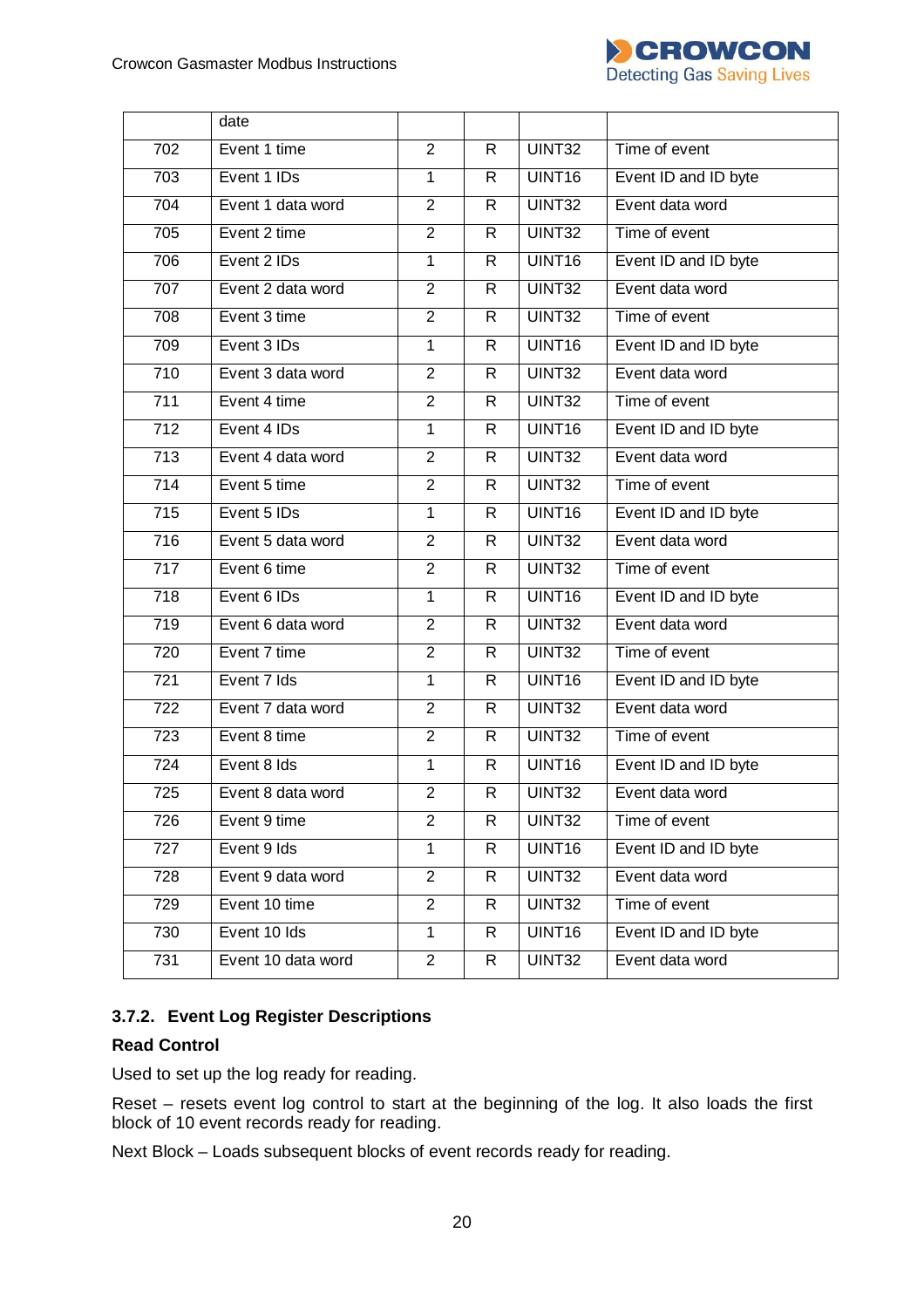| | date | | | | |
|---|---|---|---|---|---|
| 702 | Event 1 time | 2 | R | UINT32 | Time of event |
| 703 | Event 1 IDs | 1 | R | UINT16 | Event ID and ID byte |
| 704 | Event 1 data word | 2 | R | UINT32 | Event data word |
| 705 | Event 2 time | 2 | R | UINT32 | Time of event |
| 706 | Event 2 IDs | 1 | R | UINT16 | Event ID and ID byte |
| 707 | Event 2 data word | 2 | R | UINT32 | Event data word |
| 708 | Event 3 time | 2 | R | UINT32 | Time of event |
| 709 | Event 3 IDs | 1 | R | UINT16 | Event ID and ID byte |
| 710 | Event 3 data word | 2 | R | UINT32 | Event data word |
| 711 | Event 4 time | 2 | R | UINT32 | Time of event |
| 712 | Event 4 IDs | 1 | R | UINT16 | Event ID and ID byte |
| 713 | Event 4 data word | 2 | R | UINT32 | Event data word |
| 714 | Event 5 time | 2 | R | UINT32 | Time of event |
| 715 | Event 5 IDs | 1 | R | UINT16 | Event ID and ID byte |
| 716 | Event 5 data word | 2 | R | UINT32 | Event data word |
| 717 | Event 6 time | 2 | R | UINT32 | Time of event |
| 718 | Event 6 IDs | 1 | R | UINT16 | Event ID and ID byte |
| 719 | Event 6 data word | 2 | R | UINT32 | Event data word |
| 720 | Event 7 time | 2 | R | UINT32 | Time of event |
| 721 | Event 7 Ids | 1 | R | UINT16 | Event ID and ID byte |
| 722 | Event 7 data word | 2 | R | UINT32 | Event data word |
| 723 | Event 8 time | 2 | R | UINT32 | Time of event |
| 724 | Event 8 Ids | 1 | R | UINT16 | Event ID and ID byte |
| 725 | Event 8 data word | 2 | R | UINT32 | Event data word |
| 726 | Event 9 time | 2 | R | UINT32 | Time of event |
| 727 | Event 9 Ids | 1 | R | UINT16 | Event ID and ID byte |
| 728 | Event 9 data word | 2 | R | UINT32 | Event data word |
| 729 | Event 10 time | 2 | R | UINT32 | Time of event |
| 730 | Event 10 Ids | 1 | R | UINT16 | Event ID and ID byte |
| 731 | Event 10 data word | 2 | R | UINT32 | Event data word |

### 3.7.2. Event Log Register Descriptions

**Read Control**

Used to set up the log ready for reading.

Reset – resets event log control to start at the beginning of the log. It also loads the first block of 10 event records ready for reading.

Next Block – Loads subsequent blocks of event records ready for reading.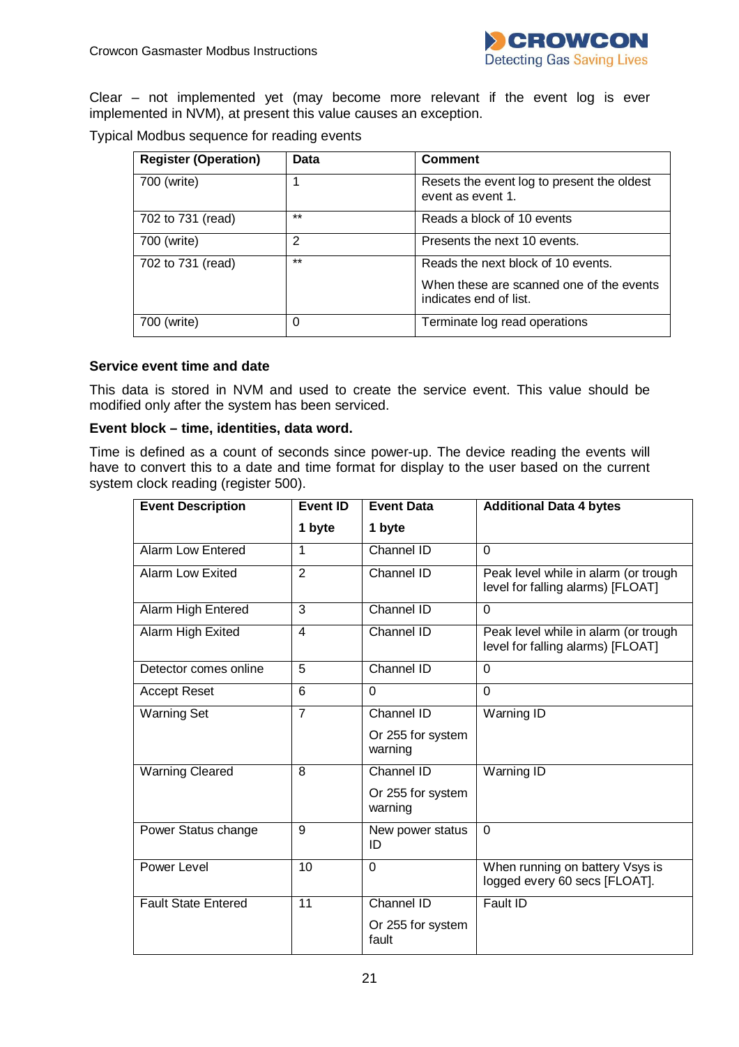Clear – not implemented yet (may become more relevant if the event log is ever implemented in NVM), at present this value causes an exception.

Typical Modbus sequence for reading events

| Register (Operation) | Data | Comment |
|---|---|---|
| 700 (write) | 1 | Resets the event log to present the oldest event as event 1. |
| 702 to 731 (read) | ** | Reads a block of 10 events |
| 700 (write) | 2 | Presents the next 10 events. |
| 702 to 731 (read) | ** | Reads the next block of 10 events.<br><br>When these are scanned one of the events indicates end of list. |
| 700 (write) | 0 | Terminate log read operations |

**Service event time and date**

This data is stored in NVM and used to create the service event. This value should be modified only after the system has been serviced.

**Event block – time, identities, data word.**

Time is defined as a count of seconds since power-up. The device reading the events will have to convert this to a date and time format for display to the user based on the current system clock reading (register 500).

| Event Description | Event ID<br><br>1 byte | Event Data<br><br>1 byte | Additional Data 4 bytes |
|---|---|---|---|
| Alarm Low Entered | 1 | Channel ID | 0 |
| Alarm Low Exited | 2 | Channel ID | Peak level while in alarm (or trough level for falling alarms) [FLOAT] |
| Alarm High Entered | 3 | Channel ID | 0 |
| Alarm High Exited | 4 | Channel ID | Peak level while in alarm (or trough level for falling alarms) [FLOAT] |
| Detector comes online | 5 | Channel ID | 0 |
| Accept Reset | 6 | 0 | 0 |
| Warning Set | 7 | Channel ID<br><br>Or 255 for system warning | Warning ID |
| Warning Cleared | 8 | Channel ID<br><br>Or 255 for system warning | Warning ID |
| Power Status change | 9 | New power status ID | 0 |
| Power Level | 10 | 0 | When running on battery Vsys is logged every 60 secs [FLOAT]. |
| Fault State Entered | 11 | Channel ID<br><br>Or 255 for system fault | Fault ID |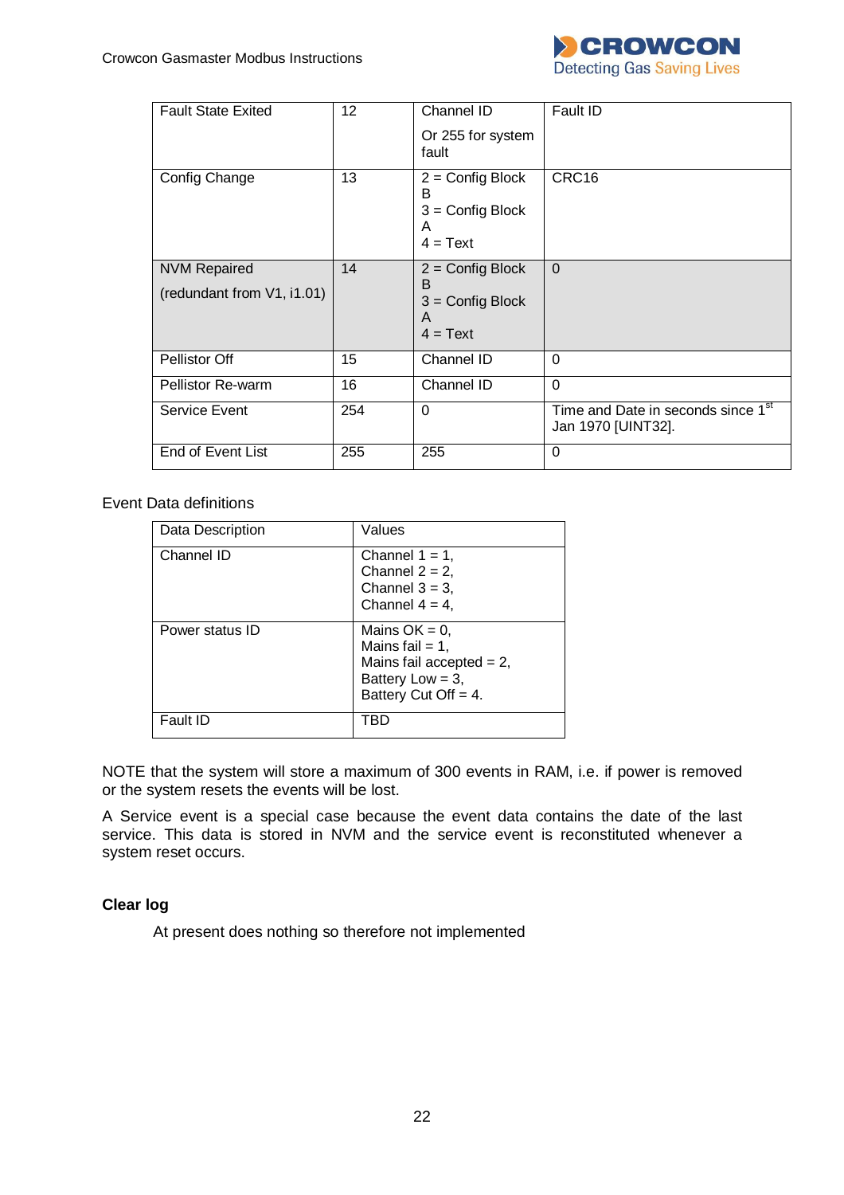| Fault State Exited | 12 | Channel ID<br><br>Or 255 for system fault | Fault ID |
|---|---|---|---|
| Config Change | 13 | 2 = Config Block B<br>3 = Config Block A<br>4 = Text | CRC16 |
| NVM Repaired<br><br>(redundant from V1, i1.01) | 14 | 2 = Config Block B<br>3 = Config Block A<br>4 = Text | 0 |
| Pellistor Off | 15 | Channel ID | 0 |
| Pellistor Re-warm | 16 | Channel ID | 0 |
| Service Event | 254 | 0 | Time and Date in seconds since 1st Jan 1970 [UINT32]. |
| End of Event List | 255 | 255 | 0 |

Event Data definitions

| Data Description | Values |
|---|---|
| Channel ID | Channel 1 = 1,<br>Channel 2 = 2,<br>Channel 3 = 3,<br>Channel 4 = 4, |
| Power status ID | Mains OK = 0,<br>Mains fail = 1,<br>Mains fail accepted = 2,<br>Battery Low = 3,<br>Battery Cut Off = 4. |
| Fault ID | TBD |

NOTE that the system will store a maximum of 300 events in RAM, i.e. if power is removed or the system resets the events will be lost.

A Service event is a special case because the event data contains the date of the last service. This data is stored in NVM and the service event is reconstituted whenever a system reset occurs.

**Clear log**

At present does nothing so therefore not implemented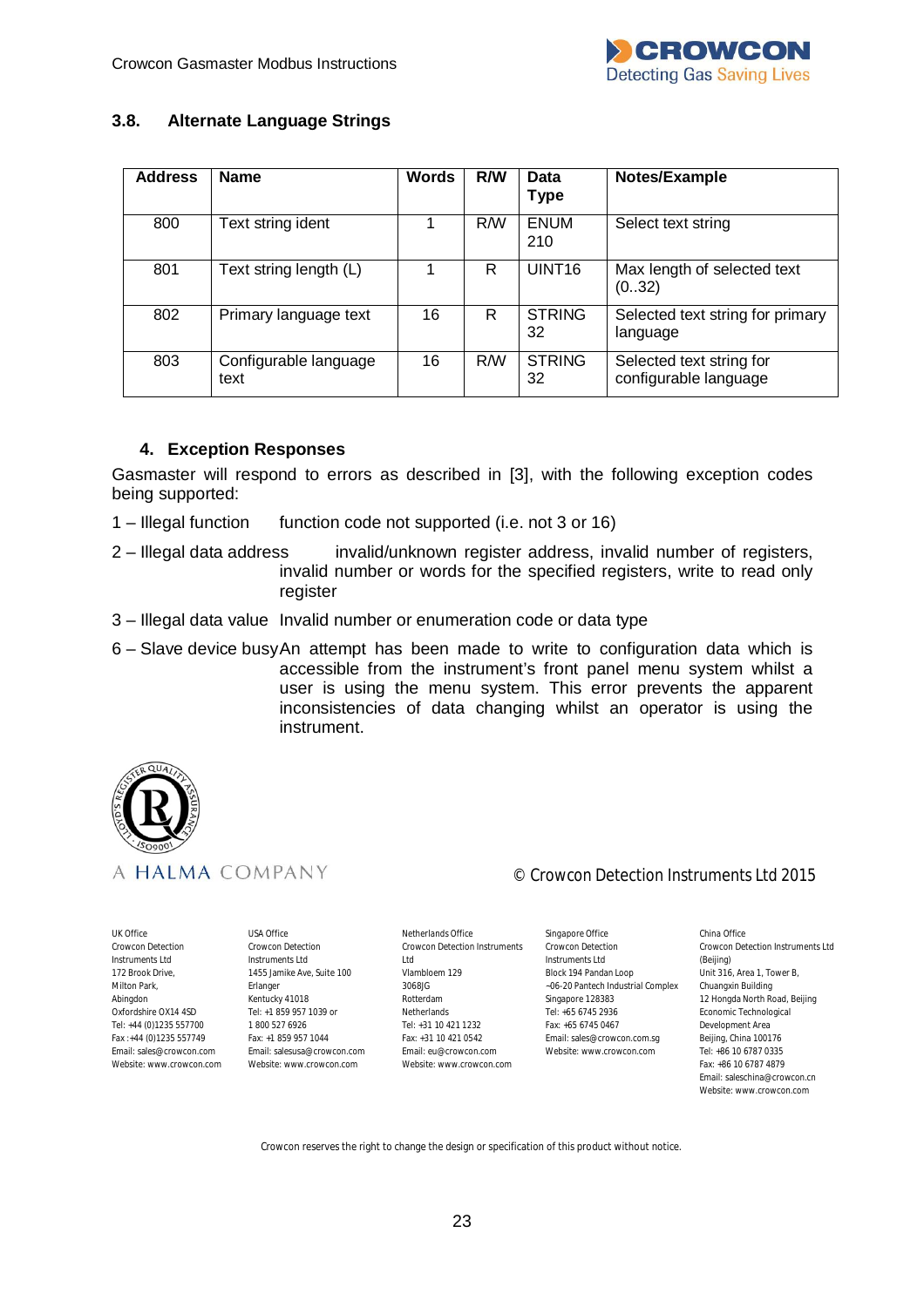### 3.8. Alternate Language Strings

| Address | Name | Words | R/W | Data Type | Notes/Example |
|---|---|---|---|---|---|
| 800 | Text string ident | 1 | R/W | ENUM 210 | Select text string |
| 801 | Text string length (L) | 1 | R | UINT16 | Max length of selected text (0..32) |
| 802 | Primary language text | 16 | R | STRING 32 | Selected text string for primary language |
| 803 | Configurable language text | 16 | R/W | STRING 32 | Selected text string for configurable language |

## 4. Exception Responses

Gasmaster will respond to errors as described in [3], with the following exception codes being supported:

1 – Illegal function function code not supported (i.e. not 3 or 16)

2 – Illegal data address invalid/unknown register address, invalid number of registers, invalid number or words for the specified registers, write to read only register

3 – Illegal data value Invalid number or enumeration code or data type

6 – Slave device busy An attempt has been made to write to configuration data which is accessible from the instrument's front panel menu system whilst a user is using the menu system. This error prevents the apparent inconsistencies of data changing whilst an operator is using the instrument.

A HALMA COMPANY

© Crowcon Detection Instruments Ltd 2015

UK Office
Crowcon Detection Instruments Ltd
172 Brook Drive,
Milton Park,
Abingdon
Oxfordshire OX14 4SD
Tel: +44 (0)1235 557700
Fax : +44 (0)1235 557749
Email: sales@crowcon.com
Website: www.crowcon.com

USA Office
Crowcon Detection Instruments Ltd
1455 Jamike Ave, Suite 100
Erlanger
Kentucky 41018
Tel: +1 859 957 1039 or
1 800 527 6926
Fax: +1 859 957 1044
Email: salesusa@crowcon.com
Website: www.crowcon.com

Netherlands Office
Crowcon Detection Instruments Ltd
Vlambloem 129
3068JG
Rotterdam
Netherlands
Tel: +31 10 421 1232
Fax: +31 10 421 0542
Email: eu@crowcon.com
Website: www.crowcon.com

Singapore Office
Crowcon Detection Instruments Ltd
Block 194 Pandan Loop
~06-20 Pantech Industrial Complex
Singapore 128383
Tel: +65 6745 2936
Fax: +65 6745 0467
Email: sales@crowcon.com.sg
Website: www.crowcon.com

China Office
Crowcon Detection Instruments Ltd (Beijing)
Unit 316, Area 1, Tower B,
Chuangxin Building
12 Hongda North Road, Beijing
Economic Technological Development Area
Beijing, China 100176
Tel: +86 10 6787 0335
Fax: +86 10 6787 4879
Email: saleschina@crowcon.cn
Website: www.crowcon.com

Crowcon reserves the right to change the design or specification of this product without notice.